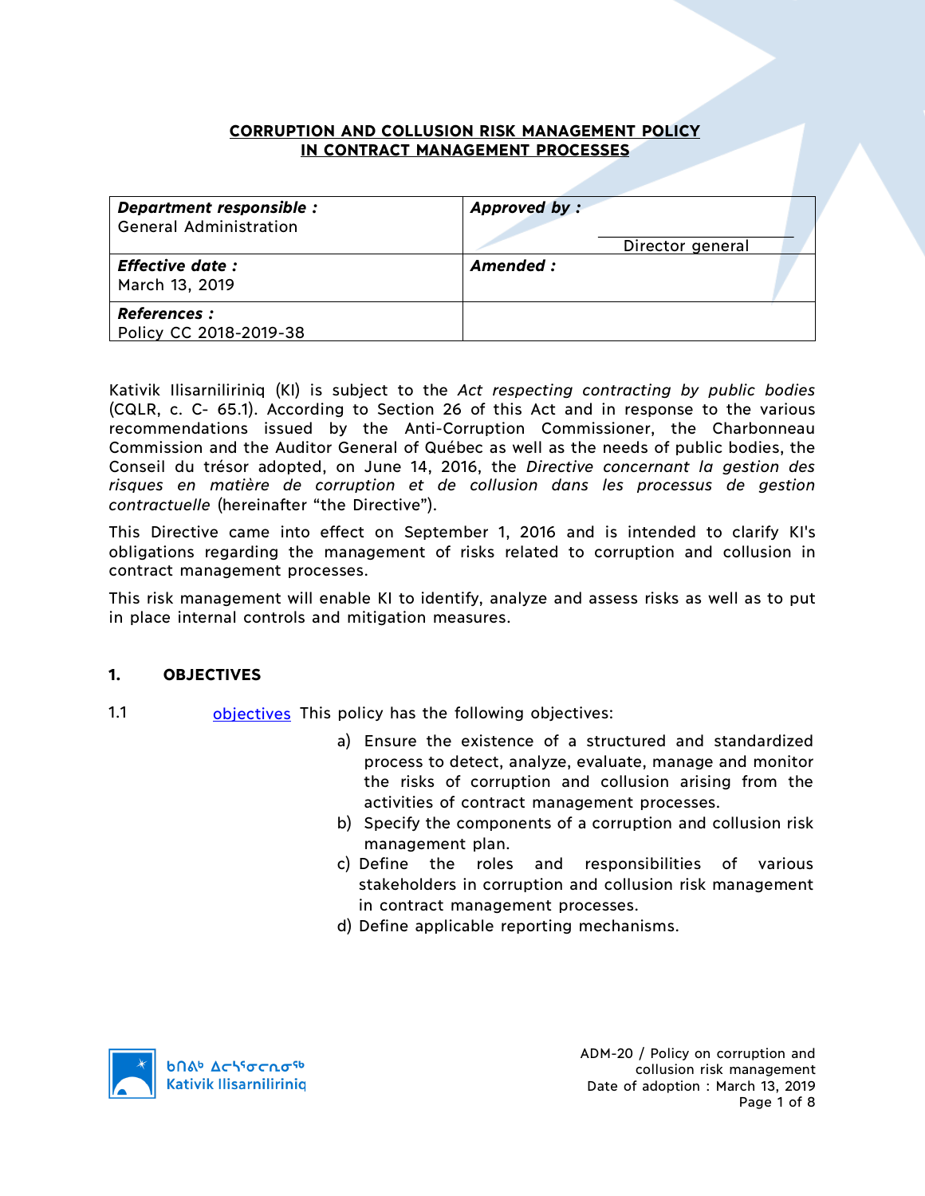# CORRUPTION AND COLLUSION RISK MANAGEMENT POLICY IN CONTRACT MANAGEMENT PROCESSES

| ***Department responsible :*** General Administration | ***Approved by :*** Director general |
|---|---|
| ***Effective date :*** March 13, 2019 | ***Amended :*** |
| ***References :*** Policy CC 2018-2019-38 | |

Kativik Ilisarniliriniq (KI) is subject to the *Act respecting contracting by public bodies* (CQLR, c. C- 65.1). According to Section 26 of this Act and in response to the various recommendations issued by the Anti-Corruption Commissioner, the Charbonneau Commission and the Auditor General of Québec as well as the needs of public bodies, the Conseil du trésor adopted, on June 14, 2016, the *Directive concernant la gestion des risques en matière de corruption et de collusion dans les processus de gestion contractuelle* (hereinafter "the Directive").

This Directive came into effect on September 1, 2016 and is intended to clarify KI's obligations regarding the management of risks related to corruption and collusion in contract management processes.

This risk management will enable KI to identify, analyze and assess risks as well as to put in place internal controls and mitigation measures.

## 1. OBJECTIVES

1.1 objectives This policy has the following objectives:

a) Ensure the existence of a structured and standardized process to detect, analyze, evaluate, manage and monitor the risks of corruption and collusion arising from the activities of contract management processes.

b) Specify the components of a corruption and collusion risk management plan.

c) Define the roles and responsibilities of various stakeholders in corruption and collusion risk management in contract management processes.

d) Define applicable reporting mechanisms.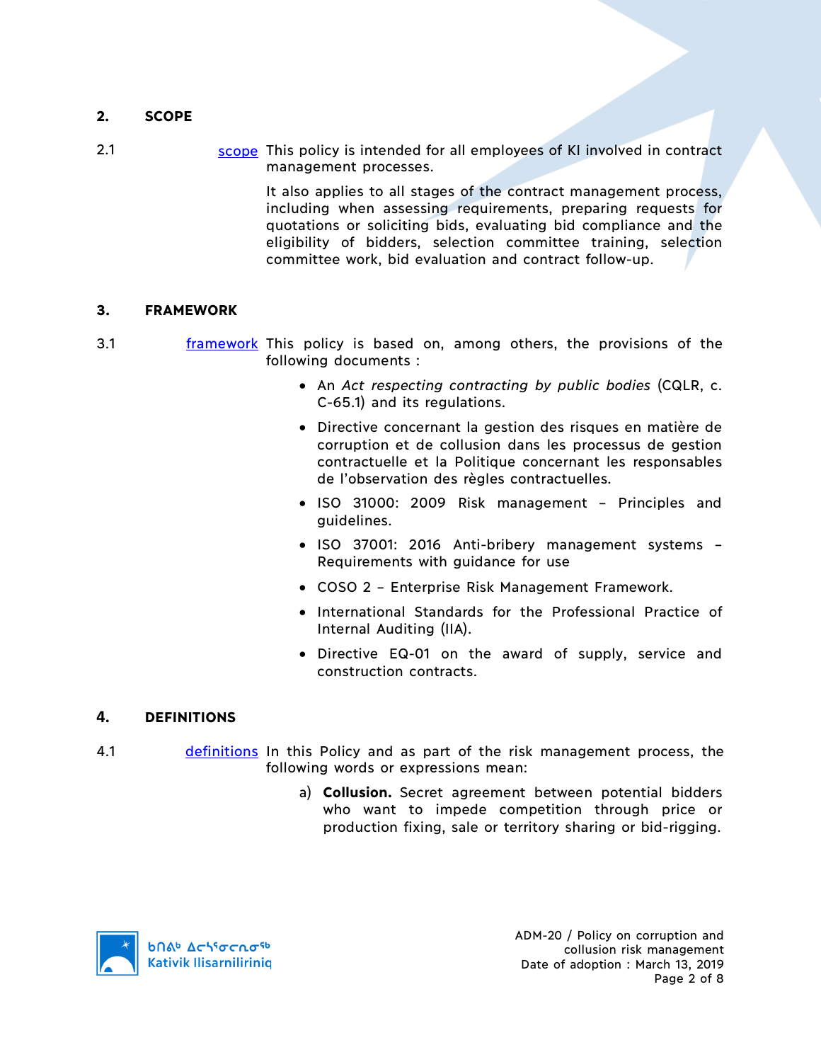## 2. SCOPE

2.1 scope This policy is intended for all employees of KI involved in contract management processes.

It also applies to all stages of the contract management process, including when assessing requirements, preparing requests for quotations or soliciting bids, evaluating bid compliance and the eligibility of bidders, selection committee training, selection committee work, bid evaluation and contract follow-up.

## 3. FRAMEWORK

3.1 framework This policy is based on, among others, the provisions of the following documents :

- An *Act respecting contracting by public bodies* (CQLR, c. C-65.1) and its regulations.
- Directive concernant la gestion des risques en matière de corruption et de collusion dans les processus de gestion contractuelle et la Politique concernant les responsables de l’observation des règles contractuelles.
- ISO 31000: 2009 Risk management – Principles and guidelines.
- ISO 37001: 2016 Anti-bribery management systems – Requirements with guidance for use
- COSO 2 – Enterprise Risk Management Framework.
- International Standards for the Professional Practice of Internal Auditing (IIA).
- Directive EQ-01 on the award of supply, service and construction contracts.

## 4. DEFINITIONS

4.1 definitions In this Policy and as part of the risk management process, the following words or expressions mean:

a) **Collusion.** Secret agreement between potential bidders who want to impede competition through price or production fixing, sale or territory sharing or bid-rigging.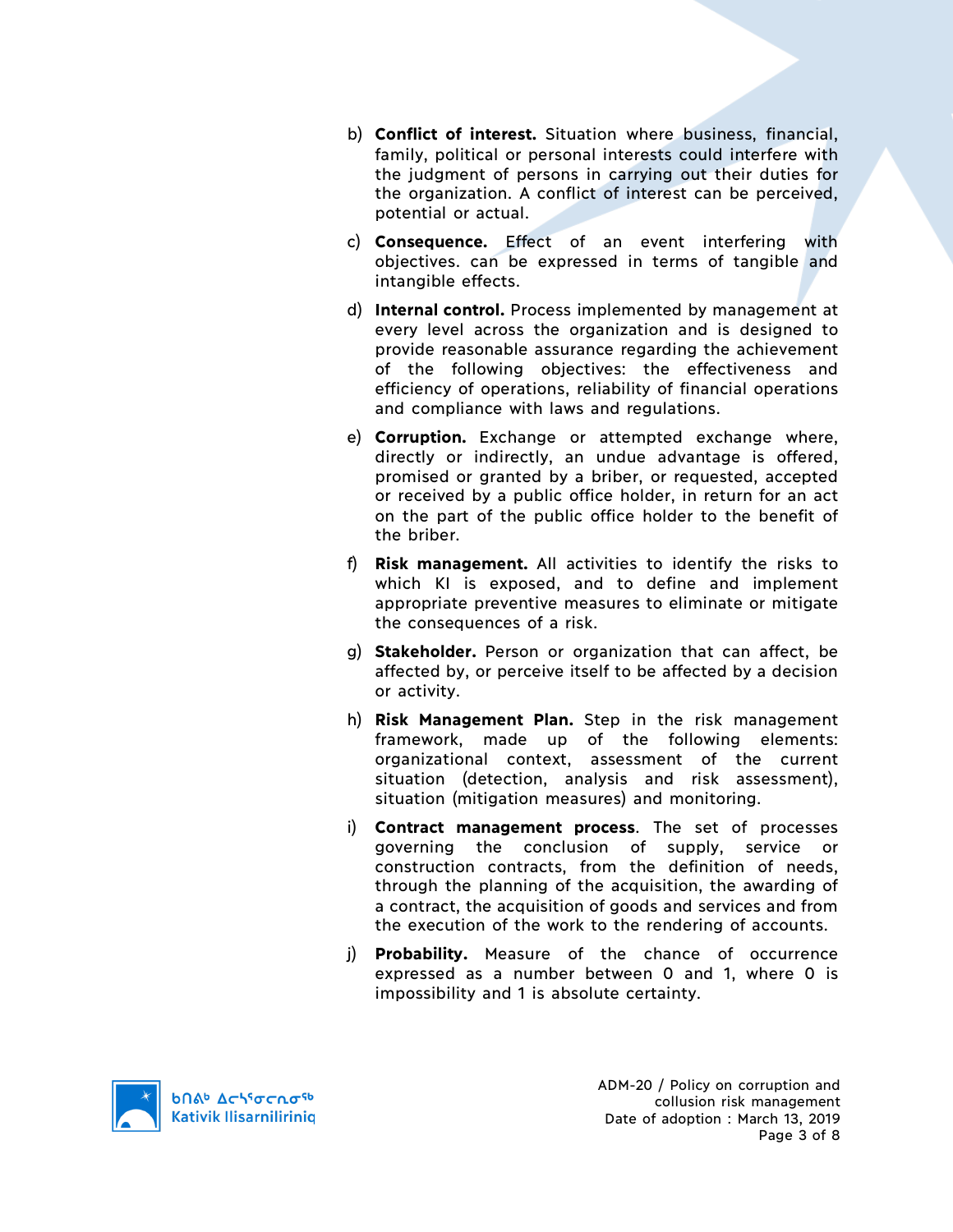b) **Conflict of interest.** Situation where business, financial, family, political or personal interests could interfere with the judgment of persons in carrying out their duties for the organization. A conflict of interest can be perceived, potential or actual.

c) **Consequence.** Effect of an event interfering with objectives. can be expressed in terms of tangible and intangible effects.

d) **Internal control.** Process implemented by management at every level across the organization and is designed to provide reasonable assurance regarding the achievement of the following objectives: the effectiveness and efficiency of operations, reliability of financial operations and compliance with laws and regulations.

e) **Corruption.** Exchange or attempted exchange where, directly or indirectly, an undue advantage is offered, promised or granted by a briber, or requested, accepted or received by a public office holder, in return for an act on the part of the public office holder to the benefit of the briber.

f) **Risk management.** All activities to identify the risks to which KI is exposed, and to define and implement appropriate preventive measures to eliminate or mitigate the consequences of a risk.

g) **Stakeholder.** Person or organization that can affect, be affected by, or perceive itself to be affected by a decision or activity.

h) **Risk Management Plan.** Step in the risk management framework, made up of the following elements: organizational context, assessment of the current situation (detection, analysis and risk assessment), situation (mitigation measures) and monitoring.

i) **Contract management process**. The set of processes governing the conclusion of supply, service or construction contracts, from the definition of needs, through the planning of the acquisition, the awarding of a contract, the acquisition of goods and services and from the execution of the work to the rendering of accounts.

j) **Probability.** Measure of the chance of occurrence expressed as a number between 0 and 1, where 0 is impossibility and 1 is absolute certainty.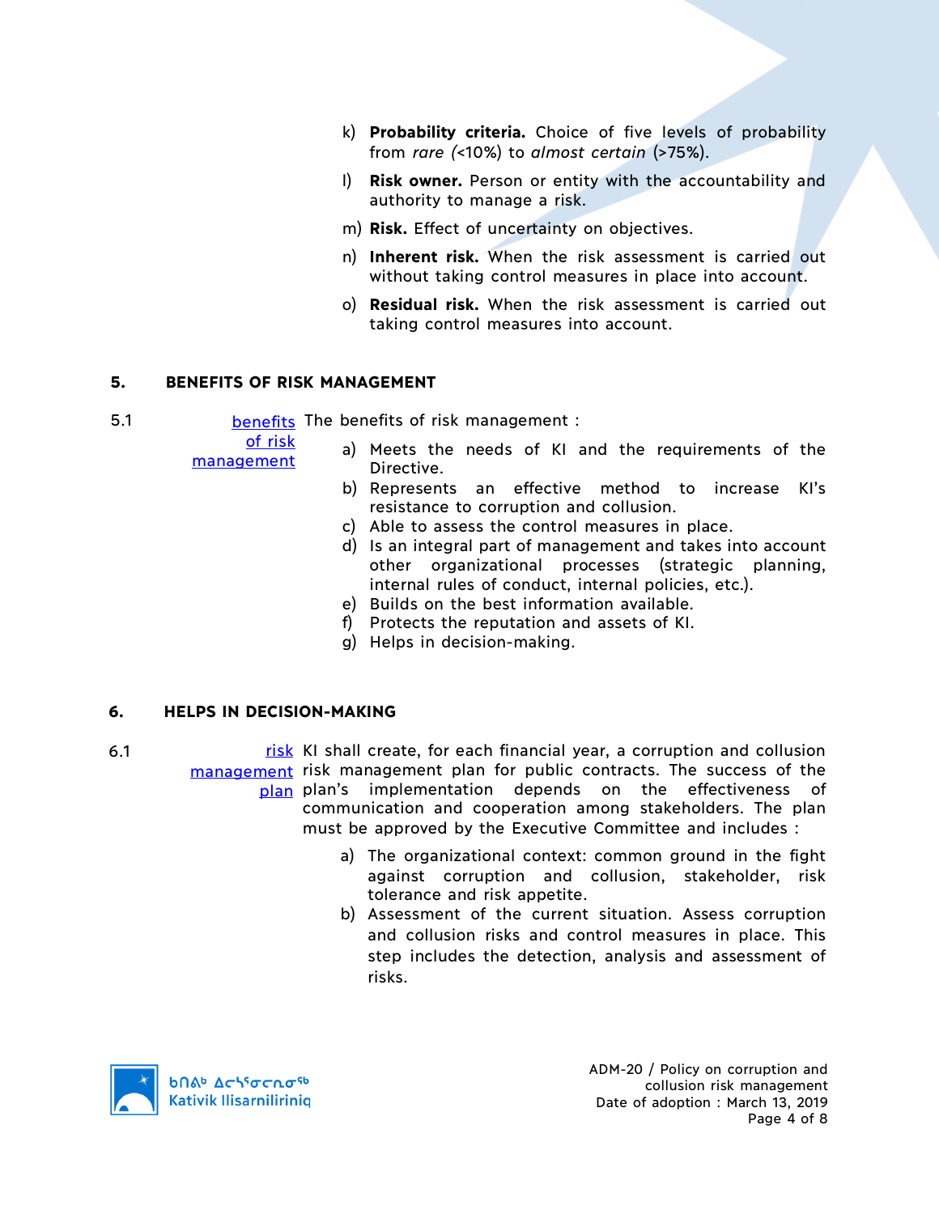k) **Probability criteria.** Choice of five levels of probability from *rare* (<10%) to *almost certain* (>75%).

l) **Risk owner.** Person or entity with the accountability and authority to manage a risk.

m) **Risk.** Effect of uncertainty on objectives.

n) **Inherent risk.** When the risk assessment is carried out without taking control measures in place into account.

o) **Residual risk.** When the risk assessment is carried out taking control measures into account.

## 5. BENEFITS OF RISK MANAGEMENT

5.1 benefits of risk management

The benefits of risk management :

a) Meets the needs of KI and the requirements of the Directive.
b) Represents an effective method to increase KI's resistance to corruption and collusion.
c) Able to assess the control measures in place.
d) Is an integral part of management and takes into account other organizational processes (strategic planning, internal rules of conduct, internal policies, etc.).
e) Builds on the best information available.
f) Protects the reputation and assets of KI.
g) Helps in decision-making.

## 6. HELPS IN DECISION-MAKING

6.1 risk management plan

KI shall create, for each financial year, a corruption and collusion risk management plan for public contracts. The success of the plan's implementation depends on the effectiveness of communication and cooperation among stakeholders. The plan must be approved by the Executive Committee and includes :

a) The organizational context: common ground in the fight against corruption and collusion, stakeholder, risk tolerance and risk appetite.
b) Assessment of the current situation. Assess corruption and collusion risks and control measures in place. This step includes the detection, analysis and assessment of risks.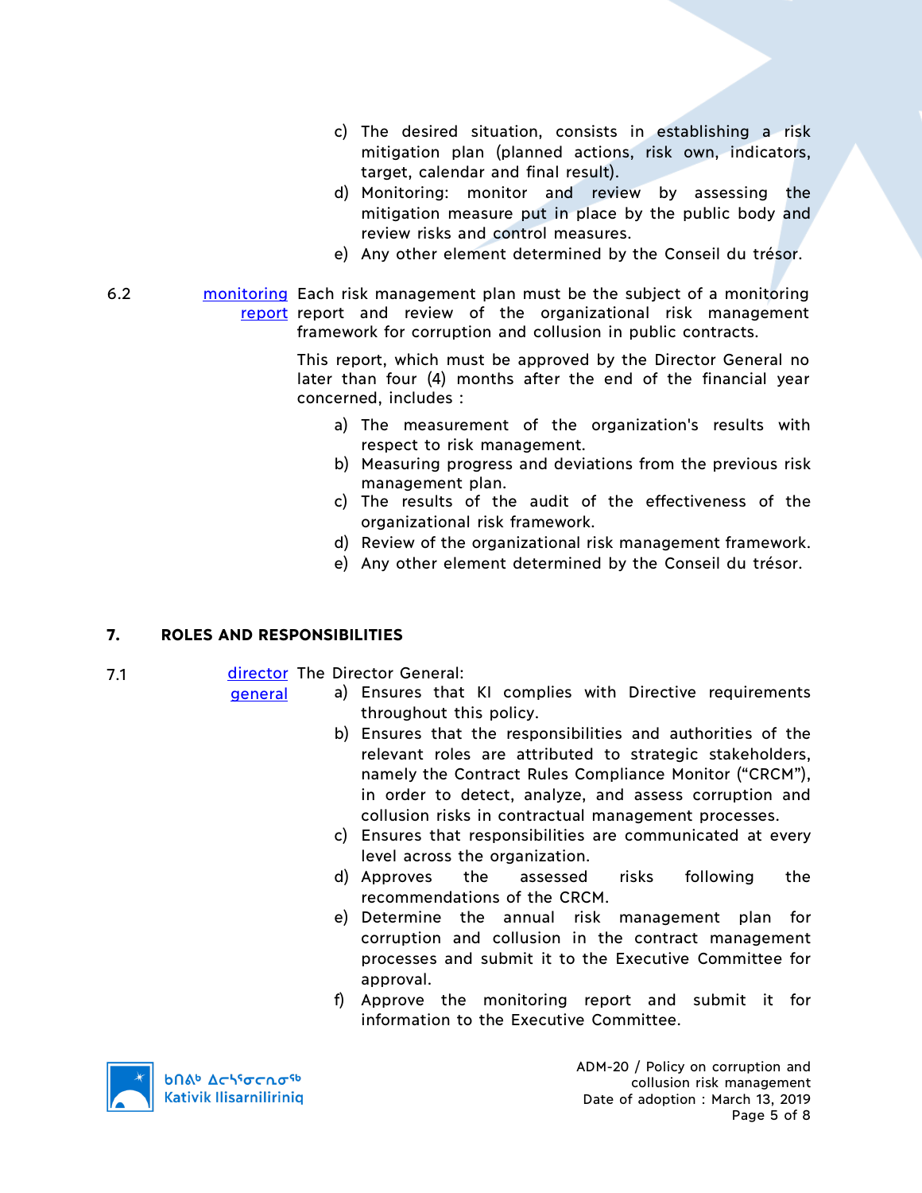c) The desired situation, consists in establishing a risk mitigation plan (planned actions, risk own, indicators, target, calendar and final result).
d) Monitoring: monitor and review by assessing the mitigation measure put in place by the public body and review risks and control measures.
e) Any other element determined by the Conseil du trésor.

6.2 monitoring report — Each risk management plan must be the subject of a monitoring report and review of the organizational risk management framework for corruption and collusion in public contracts.

This report, which must be approved by the Director General no later than four (4) months after the end of the financial year concerned, includes :

a) The measurement of the organization's results with respect to risk management.
b) Measuring progress and deviations from the previous risk management plan.
c) The results of the audit of the effectiveness of the organizational risk framework.
d) Review of the organizational risk management framework.
e) Any other element determined by the Conseil du trésor.

## 7. ROLES AND RESPONSIBILITIES

7.1 director general — The Director General:

a) Ensures that KI complies with Directive requirements throughout this policy.
b) Ensures that the responsibilities and authorities of the relevant roles are attributed to strategic stakeholders, namely the Contract Rules Compliance Monitor ("CRCM"), in order to detect, analyze, and assess corruption and collusion risks in contractual management processes.
c) Ensures that responsibilities are communicated at every level across the organization.
d) Approves the assessed risks following the recommendations of the CRCM.
e) Determine the annual risk management plan for corruption and collusion in the contract management processes and submit it to the Executive Committee for approval.
f) Approve the monitoring report and submit it for information to the Executive Committee.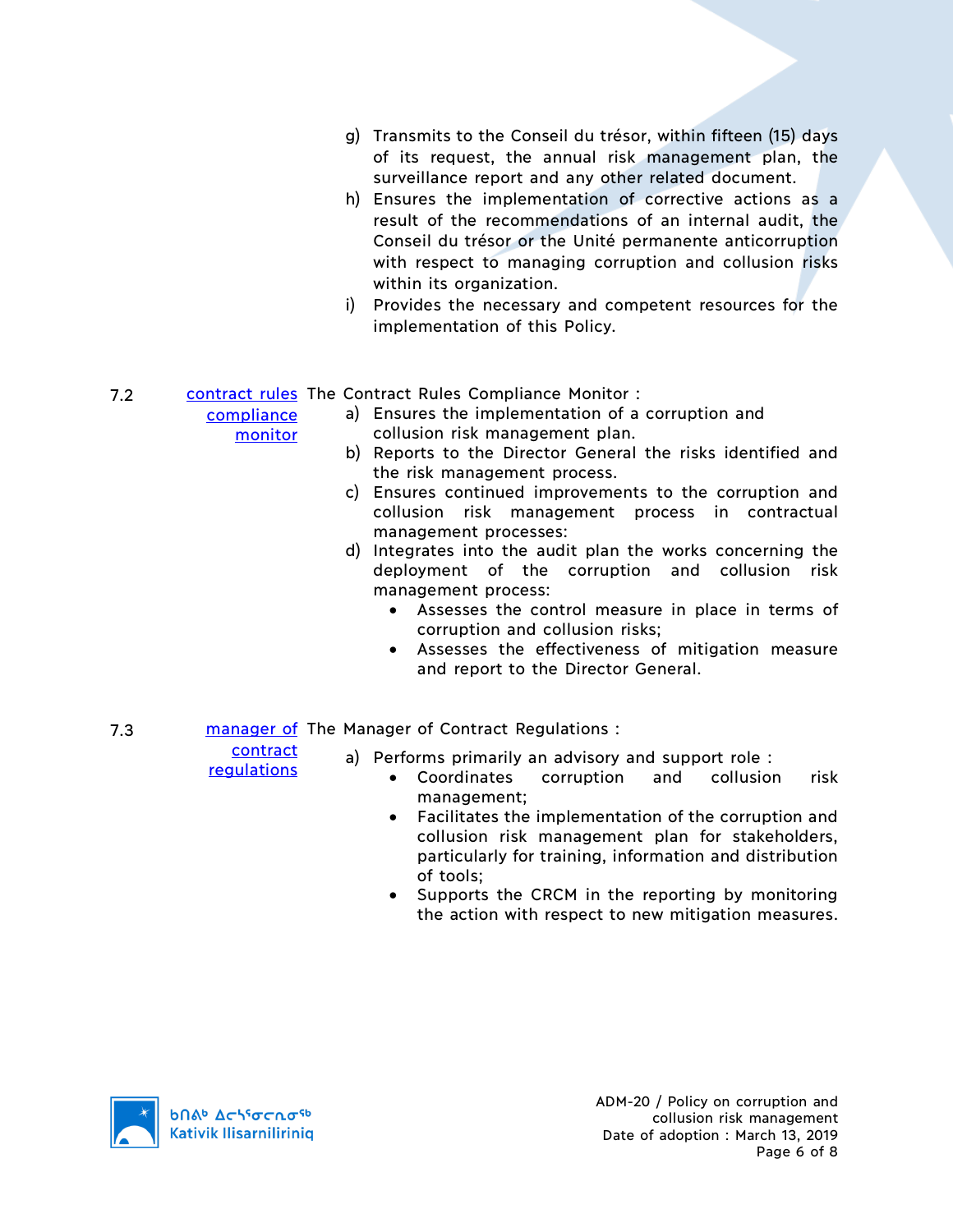g) Transmits to the Conseil du trésor, within fifteen (15) days of its request, the annual risk management plan, the surveillance report and any other related document.

h) Ensures the implementation of corrective actions as a result of the recommendations of an internal audit, the Conseil du trésor or the Unité permanente anticorruption with respect to managing corruption and collusion risks within its organization.

i) Provides the necessary and competent resources for the implementation of this Policy.

7.2 [contract rules compliance monitor] The Contract Rules Compliance Monitor :

a) Ensures the implementation of a corruption and collusion risk management plan.

b) Reports to the Director General the risks identified and the risk management process.

c) Ensures continued improvements to the corruption and collusion risk management process in contractual management processes:

d) Integrates into the audit plan the works concerning the deployment of the corruption and collusion risk management process:
   - Assesses the control measure in place in terms of corruption and collusion risks;
   - Assesses the effectiveness of mitigation measure and report to the Director General.

7.3 [manager of contract regulations] The Manager of Contract Regulations :

a) Performs primarily an advisory and support role :
   - Coordinates corruption and collusion risk management;
   - Facilitates the implementation of the corruption and collusion risk management plan for stakeholders, particularly for training, information and distribution of tools;
   - Supports the CRCM in the reporting by monitoring the action with respect to new mitigation measures.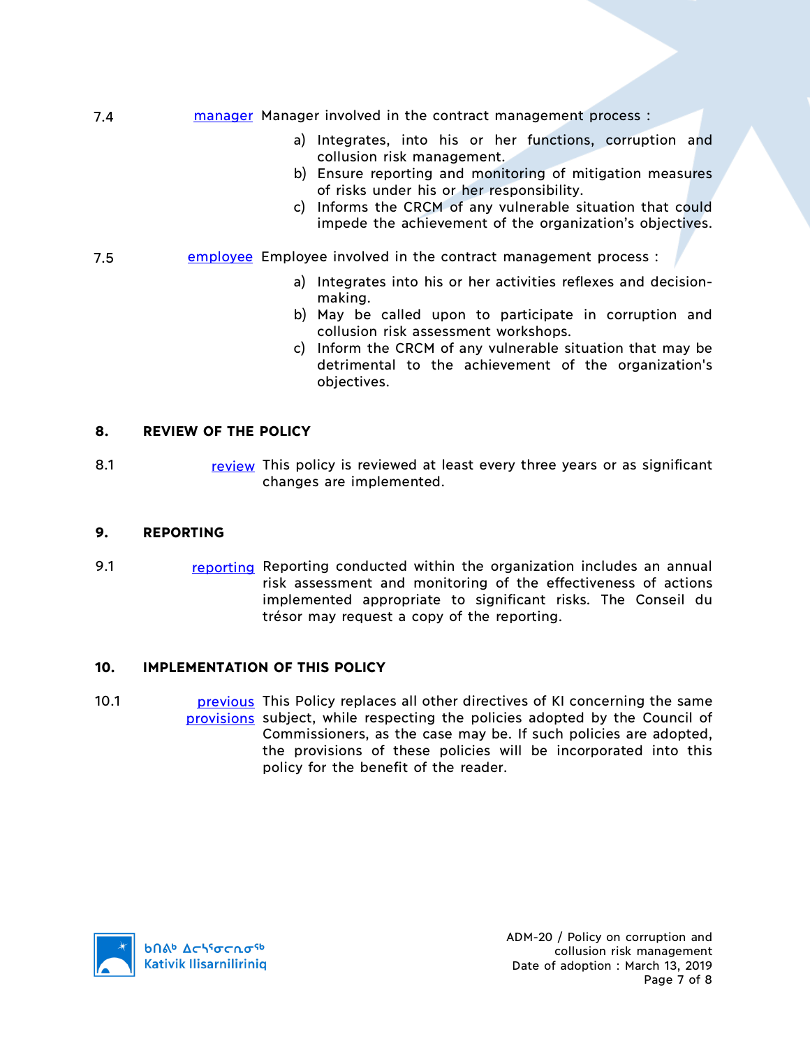7.4 manager Manager involved in the contract management process :

a) Integrates, into his or her functions, corruption and collusion risk management.
b) Ensure reporting and monitoring of mitigation measures of risks under his or her responsibility.
c) Informs the CRCM of any vulnerable situation that could impede the achievement of the organization's objectives.

7.5 employee Employee involved in the contract management process :

a) Integrates into his or her activities reflexes and decision-making.
b) May be called upon to participate in corruption and collusion risk assessment workshops.
c) Inform the CRCM of any vulnerable situation that may be detrimental to the achievement of the organization's objectives.

## 8. REVIEW OF THE POLICY

8.1 review This policy is reviewed at least every three years or as significant changes are implemented.

## 9. REPORTING

9.1 reporting Reporting conducted within the organization includes an annual risk assessment and monitoring of the effectiveness of actions implemented appropriate to significant risks. The Conseil du trésor may request a copy of the reporting.

## 10. IMPLEMENTATION OF THIS POLICY

10.1 previous provisions This Policy replaces all other directives of KI concerning the same subject, while respecting the policies adopted by the Council of Commissioners, as the case may be. If such policies are adopted, the provisions of these policies will be incorporated into this policy for the benefit of the reader.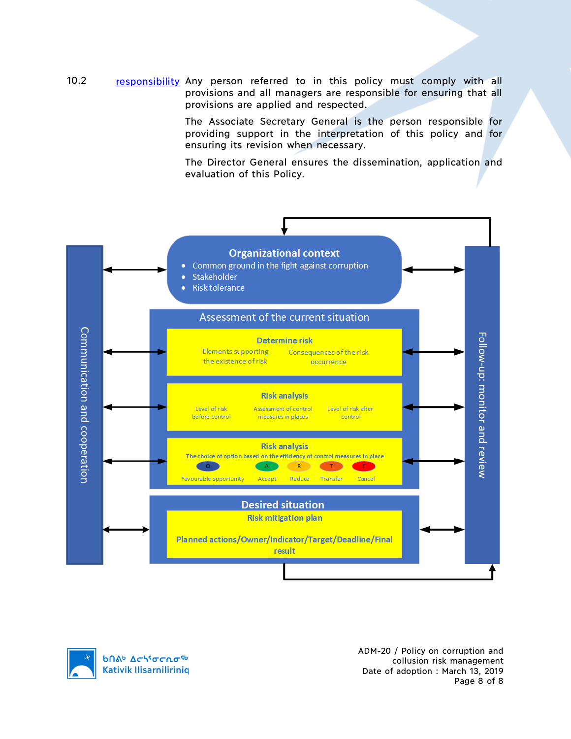10.2 [responsibility] Any person referred to in this policy must comply with all provisions and all managers are responsible for ensuring that all provisions are applied and respected.

The Associate Secretary General is the person responsible for providing support in the interpretation of this policy and for ensuring its revision when necessary.

The Director General ensures the dissemination, application and evaluation of this Policy.

Communication and cooperation

Organizational context

- Common ground in the fight against corruption
- Stakeholder
- Risk tolerance

Assessment of the current situation

Determine risk

Elements supporting the existence of risk

Consequences of the risk occurrence

Risk analysis

Level of risk before control

Assessment of control measures in places

Level of risk after control

Risk analysis

The choice of option based on the efficiency of control measures in place

O — Favourable opportunity

A — Accept

R — Reduce

T — Transfer

E — Cancel

Desired situation

Risk mitigation plan

Planned actions/Owner/Indicator/Target/Deadline/Final result

Follow-up: monitor and review

ᑲᑎᕝᒃ ᐃᓕᓭᕐᓂᓕᕆᓂᖅ
Kativik Ilisarniliriniq

ADM-20 / Policy on corruption and collusion risk management
Date of adoption : March 13, 2019